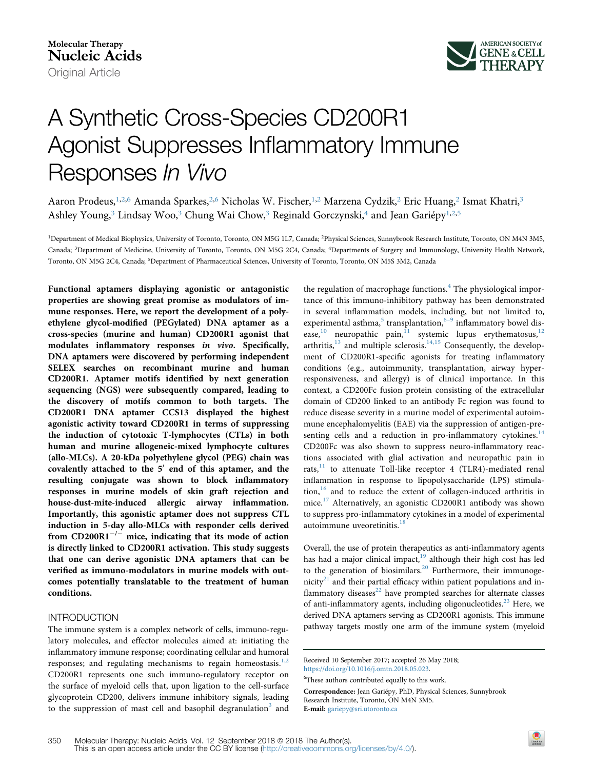Molecular Therapy
Nucleic Acids
Original Article

# A Synthetic Cross-Species CD200R1 Agonist Suppresses Inflammatory Immune Responses *In Vivo*

Aaron Prodeus,[1,2,6] Amanda Sparkes,[2,6] Nicholas W. Fischer,[1,2] Marzena Cydzik,[2] Eric Huang,[2] Ismat Khatri,[3] Ashley Young,[3] Lindsay Woo,[3] Chung Wai Chow,[3] Reginald Gorczynski,[4] and Jean Gariépy[1,2,5]

[1]Department of Medical Biophysics, University of Toronto, Toronto, ON M5G 1L7, Canada; [2]Physical Sciences, Sunnybrook Research Institute, Toronto, ON M4N 3M5, Canada; [3]Department of Medicine, University of Toronto, Toronto, ON M5G 2C4, Canada; [4]Departments of Surgery and Immunology, University Health Network, Toronto, ON M5G 2C4, Canada; [5]Department of Pharmaceutical Sciences, University of Toronto, Toronto, ON M5S 3M2, Canada

**Functional aptamers displaying agonistic or antagonistic properties are showing great promise as modulators of immune responses. Here, we report the development of a polyethylene glycol-modified (PEGylated) DNA aptamer as a cross-species (murine and human) CD200R1 agonist that modulates inflammatory responses *in vivo*. Specifically, DNA aptamers were discovered by performing independent SELEX searches on recombinant murine and human CD200R1. Aptamer motifs identified by next generation sequencing (NGS) were subsequently compared, leading to the discovery of motifs common to both targets. The CD200R1 DNA aptamer CCS13 displayed the highest agonistic activity toward CD200R1 in terms of suppressing the induction of cytotoxic T-lymphocytes (CTLs) in both human and murine allogeneic-mixed lymphocyte cultures (allo-MLCs). A 20-kDa polyethylene glycol (PEG) chain was covalently attached to the 5′ end of this aptamer, and the resulting conjugate was shown to block inflammatory responses in murine models of skin graft rejection and house-dust-mite-induced allergic airway inflammation. Importantly, this agonistic aptamer does not suppress CTL induction in 5-day allo-MLCs with responder cells derived from CD200R1$^{-/-}$ mice, indicating that its mode of action is directly linked to CD200R1 activation. This study suggests that one can derive agonistic DNA aptamers that can be verified as immuno-modulators in murine models with outcomes potentially translatable to the treatment of human conditions.**

## INTRODUCTION

The immune system is a complex network of cells, immuno-regulatory molecules, and effector molecules aimed at: initiating the inflammatory immune response; coordinating cellular and humoral responses; and regulating mechanisms to regain homeostasis.[1,2] CD200R1 represents one such immuno-regulatory receptor on the surface of myeloid cells that, upon ligation to the cell-surface glycoprotein CD200, delivers immune inhibitory signals, leading to the suppression of mast cell and basophil degranulation[3] and the regulation of macrophage functions.[4] The physiological importance of this immuno-inhibitory pathway has been demonstrated in several inflammation models, including, but not limited to, experimental asthma,[5] transplantation,[6–9] inflammatory bowel disease,[10] neuropathic pain,[11] systemic lupus erythematosus,[12] arthritis,[13] and multiple sclerosis.[14,15] Consequently, the development of CD200R1-specific agonists for treating inflammatory conditions (e.g., autoimmunity, transplantation, airway hyper-responsiveness, and allergy) is of clinical importance. In this context, a CD200Fc fusion protein consisting of the extracellular domain of CD200 linked to an antibody Fc region was found to reduce disease severity in a murine model of experimental autoimmune encephalomyelitis (EAE) via the suppression of antigen-presenting cells and a reduction in pro-inflammatory cytokines.[14] CD200Fc was also shown to suppress neuro-inflammatory reactions associated with glial activation and neuropathic pain in rats,[11] to attenuate Toll-like receptor 4 (TLR4)-mediated renal inflammation in response to lipopolysaccharide (LPS) stimulation,[16] and to reduce the extent of collagen-induced arthritis in mice.[17] Alternatively, an agonistic CD200R1 antibody was shown to suppress pro-inflammatory cytokines in a model of experimental autoimmune uveoretinitis.[18]

Overall, the use of protein therapeutics as anti-inflammatory agents has had a major clinical impact,[19] although their high cost has led to the generation of biosimilars.[20] Furthermore, their immunogenicity[21] and their partial efficacy within patient populations and inflammatory diseases[22] have prompted searches for alternate classes of anti-inflammatory agents, including oligonucleotides.[23] Here, we derived DNA aptamers serving as CD200R1 agonists. This immune pathway targets mostly one arm of the immune system (myeloid

Received 10 September 2017; accepted 26 May 2018;
https://doi.org/10.1016/j.omtn.2018.05.023.

[6]These authors contributed equally to this work.

**Correspondence:** Jean Gariépy, PhD, Physical Sciences, Sunnybrook Research Institute, Toronto, ON M4N 3M5.
**E-mail:** gariepy@sri.utoronto.ca

This is an open access article under the CC BY license (http://creativecommons.org/licenses/by/4.0/).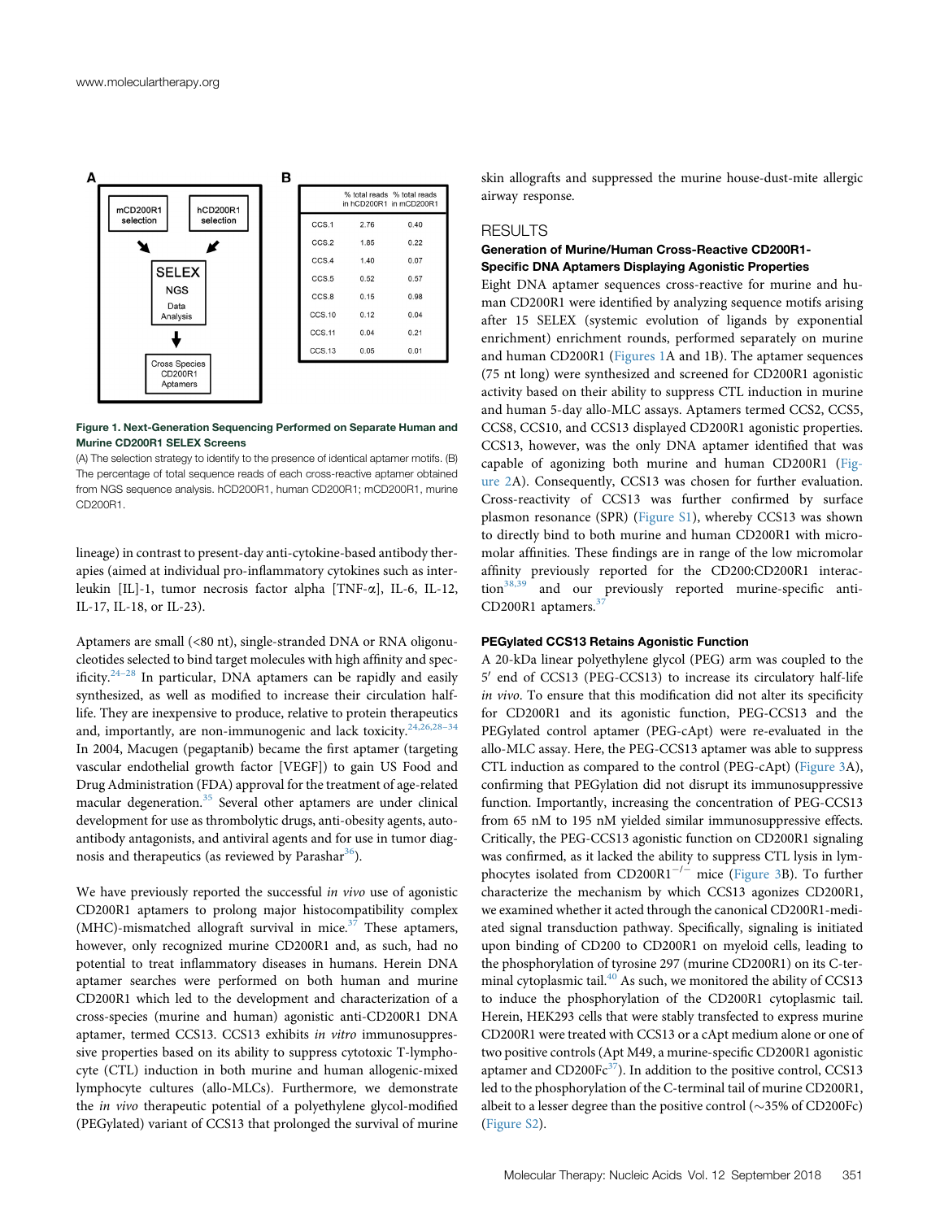| | % total reads in hCD200R1 | % total reads in mCD200R1 |
|---|---|---|
| CCS.1 | 2.76 | 0.40 |
| CCS.2 | 1.85 | 0.22 |
| CCS.4 | 1.40 | 0.07 |
| CCS.5 | 0.52 | 0.57 |
| CCS.8 | 0.15 | 0.98 |
| CCS.10 | 0.12 | 0.04 |
| CCS.11 | 0.04 | 0.21 |
| CCS.13 | 0.05 | 0.01 |

**Figure 1. Next-Generation Sequencing Performed on Separate Human and Murine CD200R1 SELEX Screens**

(A) The selection strategy to identify to the presence of identical aptamer motifs. (B) The percentage of total sequence reads of each cross-reactive aptamer obtained from NGS sequence analysis. hCD200R1, human CD200R1; mCD200R1, murine CD200R1.

lineage) in contrast to present-day anti-cytokine-based antibody therapies (aimed at individual pro-inflammatory cytokines such as interleukin [IL]-1, tumor necrosis factor alpha [TNF-α], IL-6, IL-12, IL-17, IL-18, or IL-23).

Aptamers are small (<80 nt), single-stranded DNA or RNA oligonucleotides selected to bind target molecules with high affinity and specificity.[24–28] In particular, DNA aptamers can be rapidly and easily synthesized, as well as modified to increase their circulation half-life. They are inexpensive to produce, relative to protein therapeutics and, importantly, are non-immunogenic and lack toxicity.[24,26,28–34] In 2004, Macugen (pegaptanib) became the first aptamer (targeting vascular endothelial growth factor [VEGF]) to gain US Food and Drug Administration (FDA) approval for the treatment of age-related macular degeneration.[35] Several other aptamers are under clinical development for use as thrombolytic drugs, anti-obesity agents, autoantibody antagonists, and antiviral agents and for use in tumor diagnosis and therapeutics (as reviewed by Parashar[36]).

We have previously reported the successful *in vivo* use of agonistic CD200R1 aptamers to prolong major histocompatibility complex (MHC)-mismatched allograft survival in mice.[37] These aptamers, however, only recognized murine CD200R1 and, as such, had no potential to treat inflammatory diseases in humans. Herein DNA aptamer searches were performed on both human and murine CD200R1 which led to the development and characterization of a cross-species (murine and human) agonistic anti-CD200R1 DNA aptamer, termed CCS13. CCS13 exhibits *in vitro* immunosuppressive properties based on its ability to suppress cytotoxic T-lymphocyte (CTL) induction in both murine and human allogenic-mixed lymphocyte cultures (allo-MLCs). Furthermore, we demonstrate the *in vivo* therapeutic potential of a polyethylene glycol-modified (PEGylated) variant of CCS13 that prolonged the survival of murine skin allografts and suppressed the murine house-dust-mite allergic airway response.

# RESULTS

### Generation of Murine/Human Cross-Reactive CD200R1-Specific DNA Aptamers Displaying Agonistic Properties

Eight DNA aptamer sequences cross-reactive for murine and human CD200R1 were identified by analyzing sequence motifs arising after 15 SELEX (systemic evolution of ligands by exponential enrichment) enrichment rounds, performed separately on murine and human CD200R1 (Figures 1A and 1B). The aptamer sequences (75 nt long) were synthesized and screened for CD200R1 agonistic activity based on their ability to suppress CTL induction in murine and human 5-day allo-MLC assays. Aptamers termed CCS2, CCS5, CCS8, CCS10, and CCS13 displayed CD200R1 agonistic properties. CCS13, however, was the only DNA aptamer identified that was capable of agonizing both murine and human CD200R1 (Figure 2A). Consequently, CCS13 was chosen for further evaluation. Cross-reactivity of CCS13 was further confirmed by surface plasmon resonance (SPR) (Figure S1), whereby CCS13 was shown to directly bind to both murine and human CD200R1 with micromolar affinities. These findings are in range of the low micromolar affinity previously reported for the CD200:CD200R1 interaction[38,39] and our previously reported murine-specific anti-CD200R1 aptamers.[37]

### PEGylated CCS13 Retains Agonistic Function

A 20-kDa linear polyethylene glycol (PEG) arm was coupled to the 5′ end of CCS13 (PEG-CCS13) to increase its circulatory half-life *in vivo*. To ensure that this modification did not alter its specificity for CD200R1 and its agonistic function, PEG-CCS13 and the PEGylated control aptamer (PEG-cApt) were re-evaluated in the allo-MLC assay. Here, the PEG-CCS13 aptamer was able to suppress CTL induction as compared to the control (PEG-cApt) (Figure 3A), confirming that PEGylation did not disrupt its immunosuppressive function. Importantly, increasing the concentration of PEG-CCS13 from 65 nM to 195 nM yielded similar immunosuppressive effects. Critically, the PEG-CCS13 agonistic function on CD200R1 signaling was confirmed, as it lacked the ability to suppress CTL lysis in lymphocytes isolated from CD200R1$^{-/-}$ mice (Figure 3B). To further characterize the mechanism by which CCS13 agonizes CD200R1, we examined whether it acted through the canonical CD200R1-mediated signal transduction pathway. Specifically, signaling is initiated upon binding of CD200 to CD200R1 on myeloid cells, leading to the phosphorylation of tyrosine 297 (murine CD200R1) on its C-terminal cytoplasmic tail.[40] As such, we monitored the ability of CCS13 to induce the phosphorylation of the CD200R1 cytoplasmic tail. Herein, HEK293 cells that were stably transfected to express murine CD200R1 were treated with CCS13 or a cApt medium alone or one of two positive controls (Apt M49, a murine-specific CD200R1 agonistic aptamer and CD200Fc[37]). In addition to the positive control, CCS13 led to the phosphorylation of the C-terminal tail of murine CD200R1, albeit to a lesser degree than the positive control (~35% of CD200Fc) (Figure S2).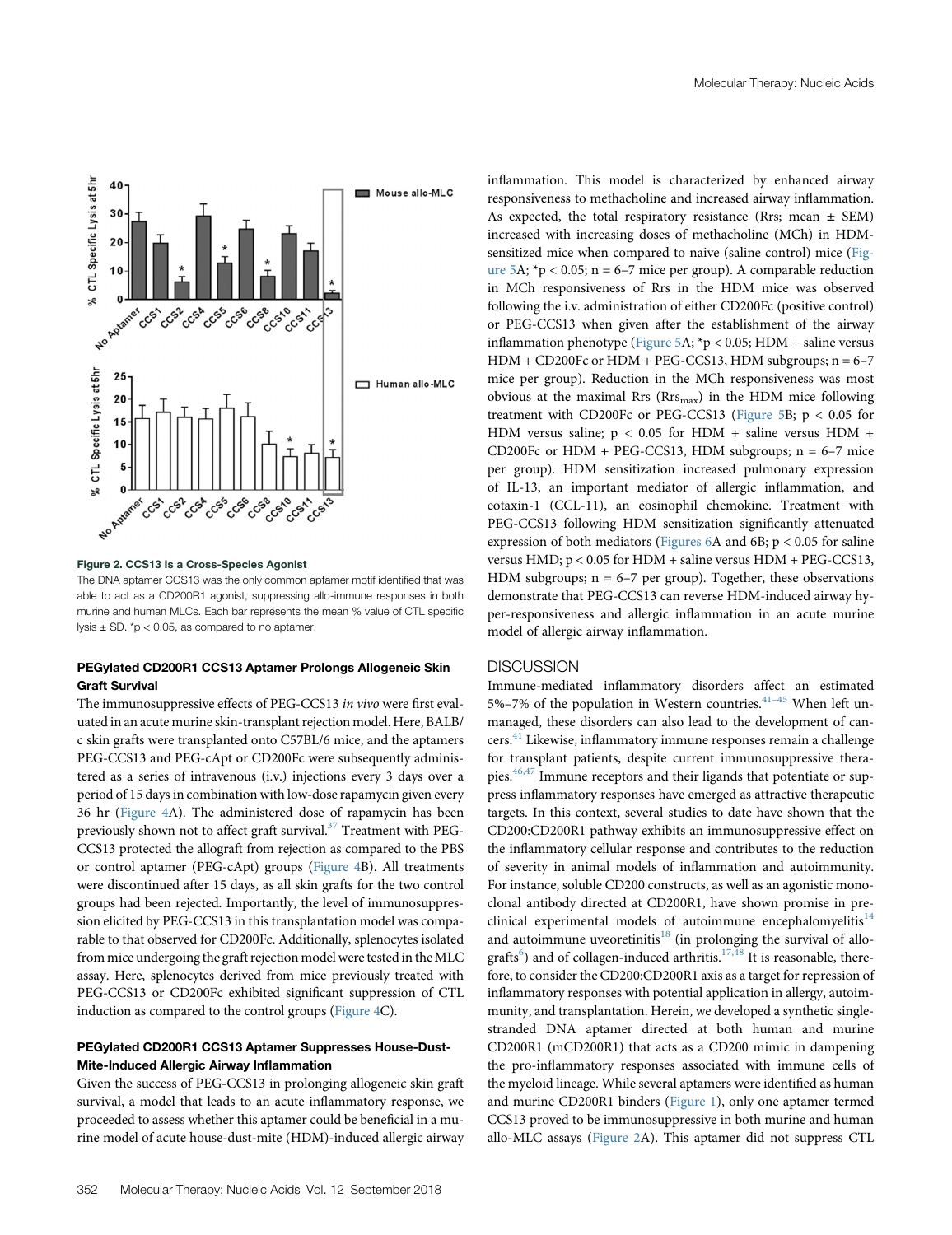**Figure 2. CCS13 Is a Cross-Species Agonist**

The DNA aptamer CCS13 was the only common aptamer motif identified that was able to act as a CD200R1 agonist, suppressing allo-immune responses in both murine and human MLCs. Each bar represents the mean % value of CTL specific lysis ± SD. *p < 0.05, as compared to no aptamer.

### PEGylated CD200R1 CCS13 Aptamer Prolongs Allogeneic Skin Graft Survival

The immunosuppressive effects of PEG-CCS13 *in vivo* were first evaluated in an acute murine skin-transplant rejection model. Here, BALB/c skin grafts were transplanted onto C57BL/6 mice, and the aptamers PEG-CCS13 and PEG-cApt or CD200Fc were subsequently administered as a series of intravenous (i.v.) injections every 3 days over a period of 15 days in combination with low-dose rapamycin given every 36 hr (Figure 4A). The administered dose of rapamycin has been previously shown not to affect graft survival.[37] Treatment with PEG-CCS13 protected the allograft from rejection as compared to the PBS or control aptamer (PEG-cApt) groups (Figure 4B). All treatments were discontinued after 15 days, as all skin grafts for the two control groups had been rejected. Importantly, the level of immunosuppression elicited by PEG-CCS13 in this transplantation model was comparable to that observed for CD200Fc. Additionally, splenocytes isolated from mice undergoing the graft rejection model were tested in the MLC assay. Here, splenocytes derived from mice previously treated with PEG-CCS13 or CD200Fc exhibited significant suppression of CTL induction as compared to the control groups (Figure 4C).

### PEGylated CD200R1 CCS13 Aptamer Suppresses House-Dust-Mite-Induced Allergic Airway Inflammation

Given the success of PEG-CCS13 in prolonging allogeneic skin graft survival, a model that leads to an acute inflammatory response, we proceeded to assess whether this aptamer could be beneficial in a murine model of acute house-dust-mite (HDM)-induced allergic airway inflammation. This model is characterized by enhanced airway responsiveness to methacholine and increased airway inflammation. As expected, the total respiratory resistance (Rrs; mean ± SEM) increased with increasing doses of methacholine (MCh) in HDM-sensitized mice when compared to naive (saline control) mice (Figure 5A; *p < 0.05; n = 6–7 mice per group). A comparable reduction in MCh responsiveness of Rrs in the HDM mice was observed following the i.v. administration of either CD200Fc (positive control) or PEG-CCS13 when given after the establishment of the airway inflammation phenotype (Figure 5A; *p < 0.05; HDM + saline versus HDM + CD200Fc or HDM + PEG-CCS13, HDM subgroups; n = 6–7 mice per group). Reduction in the MCh responsiveness was most obvious at the maximal Rrs ($Rrs_{max}$) in the HDM mice following treatment with CD200Fc or PEG-CCS13 (Figure 5B; p < 0.05 for HDM versus saline; p < 0.05 for HDM + saline versus HDM + CD200Fc or HDM + PEG-CCS13, HDM subgroups; n = 6–7 mice per group). HDM sensitization increased pulmonary expression of IL-13, an important mediator of allergic inflammation, and eotaxin-1 (CCL-11), an eosinophil chemokine. Treatment with PEG-CCS13 following HDM sensitization significantly attenuated expression of both mediators (Figures 6A and 6B; p < 0.05 for saline versus HMD; p < 0.05 for HDM + saline versus HDM + PEG-CCS13, HDM subgroups; n = 6–7 per group). Together, these observations demonstrate that PEG-CCS13 can reverse HDM-induced airway hyper-responsiveness and allergic inflammation in an acute murine model of allergic airway inflammation.

## DISCUSSION

Immune-mediated inflammatory disorders affect an estimated 5%–7% of the population in Western countries.[41–45] When left unmanaged, these disorders can also lead to the development of cancers.[41] Likewise, inflammatory immune responses remain a challenge for transplant patients, despite current immunosuppressive therapies.[46,47] Immune receptors and their ligands that potentiate or suppress inflammatory responses have emerged as attractive therapeutic targets. In this context, several studies to date have shown that the CD200:CD200R1 pathway exhibits an immunosuppressive effect on the inflammatory cellular response and contributes to the reduction of severity in animal models of inflammation and autoimmunity. For instance, soluble CD200 constructs, as well as an agonistic monoclonal antibody directed at CD200R1, have shown promise in preclinical experimental models of autoimmune encephalomyelitis[14] and autoimmune uveoretinitis[18] (in prolonging the survival of allografts[6]) and of collagen-induced arthritis.[17,48] It is reasonable, therefore, to consider the CD200:CD200R1 axis as a target for repression of inflammatory responses with potential application in allergy, autoimmunity, and transplantation. Herein, we developed a synthetic single-stranded DNA aptamer directed at both human and murine CD200R1 (mCD200R1) that acts as a CD200 mimic in dampening the pro-inflammatory responses associated with immune cells of the myeloid lineage. While several aptamers were identified as human and murine CD200R1 binders (Figure 1), only one aptamer termed CCS13 proved to be immunosuppressive in both murine and human allo-MLC assays (Figure 2A). This aptamer did not suppress CTL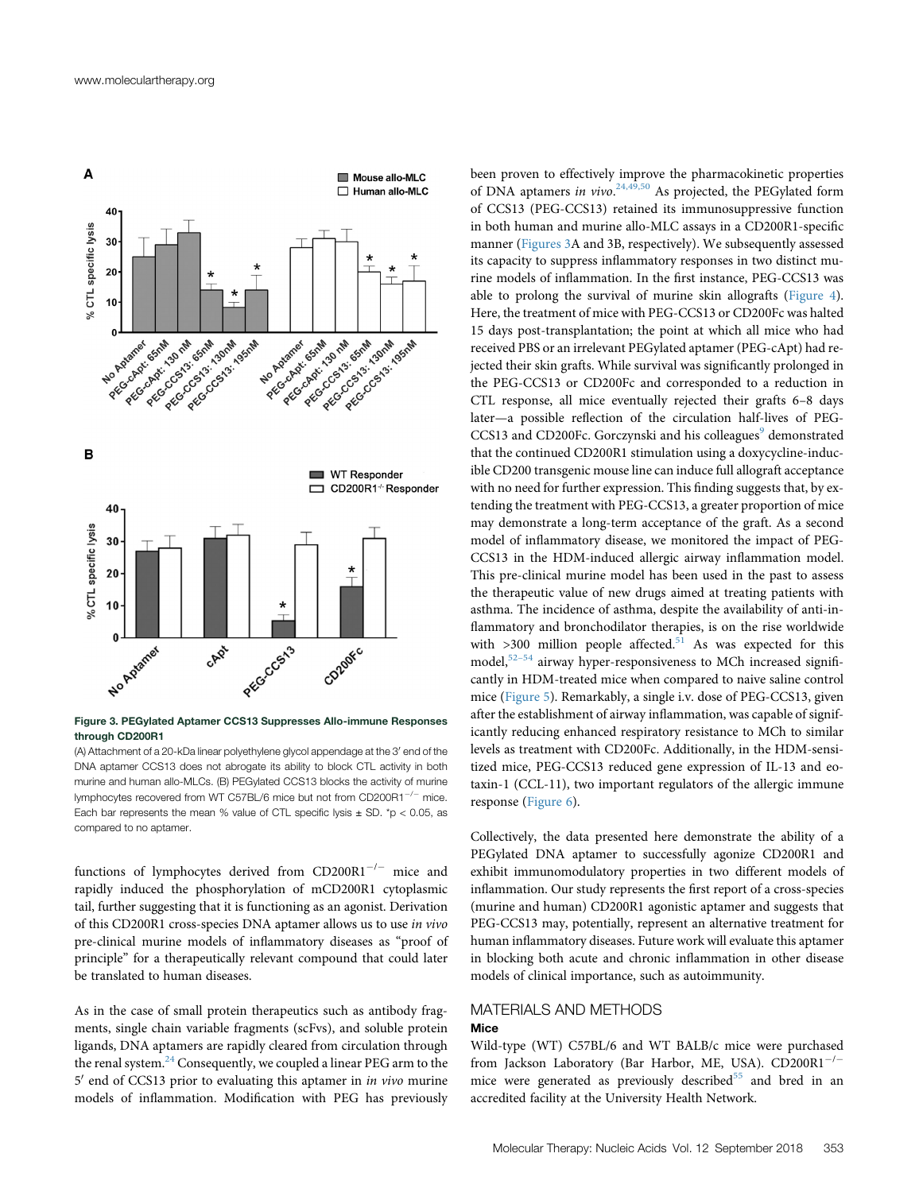**Figure 3. PEGylated Aptamer CCS13 Suppresses Allo-immune Responses through CD200R1**

(A) Attachment of a 20-kDa linear polyethylene glycol appendage at the 3′ end of the DNA aptamer CCS13 does not abrogate its ability to block CTL activity in both murine and human allo-MLCs. (B) PEGylated CCS13 blocks the activity of murine lymphocytes recovered from WT C57BL/6 mice but not from CD200R1$^{-/-}$ mice. Each bar represents the mean % value of CTL specific lysis ± SD. *p < 0.05, as compared to no aptamer.

functions of lymphocytes derived from CD200R1$^{-/-}$ mice and rapidly induced the phosphorylation of mCD200R1 cytoplasmic tail, further suggesting that it is functioning as an agonist. Derivation of this CD200R1 cross-species DNA aptamer allows us to use *in vivo* pre-clinical murine models of inflammatory diseases as "proof of principle" for a therapeutically relevant compound that could later be translated to human diseases.

As in the case of small protein therapeutics such as antibody fragments, single chain variable fragments (scFvs), and soluble protein ligands, DNA aptamers are rapidly cleared from circulation through the renal system.[24] Consequently, we coupled a linear PEG arm to the 5′ end of CCS13 prior to evaluating this aptamer in *in vivo* murine models of inflammation. Modification with PEG has previously been proven to effectively improve the pharmacokinetic properties of DNA aptamers *in vivo*.[24,49,50] As projected, the PEGylated form of CCS13 (PEG-CCS13) retained its immunosuppressive function in both human and murine allo-MLC assays in a CD200R1-specific manner (Figures 3A and 3B, respectively). We subsequently assessed its capacity to suppress inflammatory responses in two distinct murine models of inflammation. In the first instance, PEG-CCS13 was able to prolong the survival of murine skin allografts (Figure 4). Here, the treatment of mice with PEG-CCS13 or CD200Fc was halted 15 days post-transplantation; the point at which all mice who had received PBS or an irrelevant PEGylated aptamer (PEG-cApt) had rejected their skin grafts. While survival was significantly prolonged in the PEG-CCS13 or CD200Fc and corresponded to a reduction in CTL response, all mice eventually rejected their grafts 6–8 days later—a possible reflection of the circulation half-lives of PEG-CCS13 and CD200Fc. Gorczynski and his colleagues[9] demonstrated that the continued CD200R1 stimulation using a doxycycline-inducible CD200 transgenic mouse line can induce full allograft acceptance with no need for further expression. This finding suggests that, by extending the treatment with PEG-CCS13, a greater proportion of mice may demonstrate a long-term acceptance of the graft. As a second model of inflammatory disease, we monitored the impact of PEG-CCS13 in the HDM-induced allergic airway inflammation model. This pre-clinical murine model has been used in the past to assess the therapeutic value of new drugs aimed at treating patients with asthma. The incidence of asthma, despite the availability of anti-inflammatory and bronchodilator therapies, is on the rise worldwide with >300 million people affected.[51] As was expected for this model,[52–54] airway hyper-responsiveness to MCh increased significantly in HDM-treated mice when compared to naive saline control mice (Figure 5). Remarkably, a single i.v. dose of PEG-CCS13, given after the establishment of airway inflammation, was capable of significantly reducing enhanced respiratory resistance to MCh to similar levels as treatment with CD200Fc. Additionally, in the HDM-sensitized mice, PEG-CCS13 reduced gene expression of IL-13 and eotaxin-1 (CCL-11), two important regulators of the allergic immune response (Figure 6).

Collectively, the data presented here demonstrate the ability of a PEGylated DNA aptamer to successfully agonize CD200R1 and exhibit immunomodulatory properties in two different models of inflammation. Our study represents the first report of a cross-species (murine and human) CD200R1 agonistic aptamer and suggests that PEG-CCS13 may, potentially, represent an alternative treatment for human inflammatory diseases. Future work will evaluate this aptamer in blocking both acute and chronic inflammation in other disease models of clinical importance, such as autoimmunity.

## MATERIALS AND METHODS

### Mice

Wild-type (WT) C57BL/6 and WT BALB/c mice were purchased from Jackson Laboratory (Bar Harbor, ME, USA). CD200R1$^{-/-}$ mice were generated as previously described[55] and bred in an accredited facility at the University Health Network.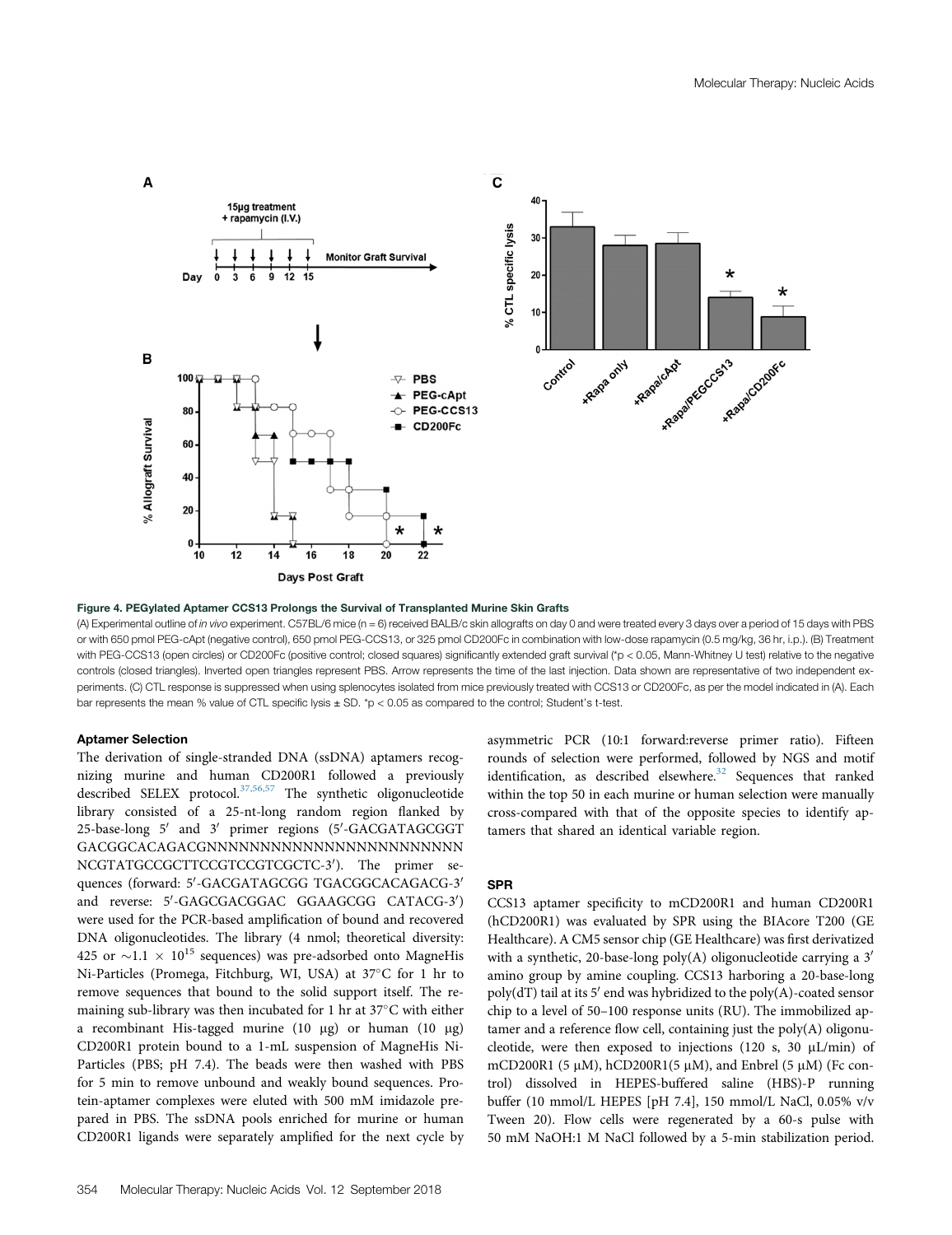**Figure 4. PEGylated Aptamer CCS13 Prolongs the Survival of Transplanted Murine Skin Grafts**

(A) Experimental outline of *in vivo* experiment. C57BL/6 mice (n = 6) received BALB/c skin allografts on day 0 and were treated every 3 days over a period of 15 days with PBS or with 650 pmol PEG-cApt (negative control), 650 pmol PEG-CCS13, or 325 pmol CD200Fc in combination with low-dose rapamycin (0.5 mg/kg, 36 hr, i.p.). (B) Treatment with PEG-CCS13 (open circles) or CD200Fc (positive control; closed squares) significantly extended graft survival (*p < 0.05, Mann-Whitney U test) relative to the negative controls (closed triangles). Inverted open triangles represent PBS. Arrow represents the time of the last injection. Data shown are representative of two independent experiments. (C) CTL response is suppressed when using splenocytes isolated from mice previously treated with CCS13 or CD200Fc, as per the model indicated in (A). Each bar represents the mean % value of CTL specific lysis ± SD. *p < 0.05 as compared to the control; Student's t-test.

#### Aptamer Selection

The derivation of single-stranded DNA (ssDNA) aptamers recognizing murine and human CD200R1 followed a previously described SELEX protocol.[37,56,57] The synthetic oligonucleotide library consisted of a 25-nt-long random region flanked by 25-base-long 5′ and 3′ primer regions (5′-GACGATAGCGGTGACGGCACAGACGNNNNNNNNNNNNNNNNNNNNNNNNNCGTATGCCGCTTCCGTCCGTCGCTC-3′). The primer sequences (forward: 5′-GACGATAGCGG TGACGGCACAGACG-3′ and reverse: 5′-GAGCGACGGAC GGAAGCGG CATACG-3′) were used for the PCR-based amplification of bound and recovered DNA oligonucleotides. The library (4 nmol; theoretical diversity: 425 or $\sim 1.1 \times 10^{15}$ sequences) was pre-adsorbed onto MagneHis Ni-Particles (Promega, Fitchburg, WI, USA) at 37°C for 1 hr to remove sequences that bound to the solid support itself. The remaining sub-library was then incubated for 1 hr at 37°C with either a recombinant His-tagged murine (10 μg) or human (10 μg) CD200R1 protein bound to a 1-mL suspension of MagneHis Ni-Particles (PBS; pH 7.4). The beads were then washed with PBS for 5 min to remove unbound and weakly bound sequences. Protein-aptamer complexes were eluted with 500 mM imidazole prepared in PBS. The ssDNA pools enriched for murine or human CD200R1 ligands were separately amplified for the next cycle by asymmetric PCR (10:1 forward:reverse primer ratio). Fifteen rounds of selection were performed, followed by NGS and motif identification, as described elsewhere.[32] Sequences that ranked within the top 50 in each murine or human selection were manually cross-compared with that of the opposite species to identify aptamers that shared an identical variable region.

#### SPR

CCS13 aptamer specificity to mCD200R1 and human CD200R1 (hCD200R1) was evaluated by SPR using the BIAcore T200 (GE Healthcare). A CM5 sensor chip (GE Healthcare) was first derivatized with a synthetic, 20-base-long poly(A) oligonucleotide carrying a 3′ amino group by amine coupling. CCS13 harboring a 20-base-long poly(dT) tail at its 5′ end was hybridized to the poly(A)-coated sensor chip to a level of 50–100 response units (RU). The immobilized aptamer and a reference flow cell, containing just the poly(A) oligonucleotide, were then exposed to injections (120 s, 30 μL/min) of mCD200R1 (5 μM), hCD200R1(5 μM), and Enbrel (5 μM) (Fc control) dissolved in HEPES-buffered saline (HBS)-P running buffer (10 mmol/L HEPES [pH 7.4], 150 mmol/L NaCl, 0.05% v/v Tween 20). Flow cells were regenerated by a 60-s pulse with 50 mM NaOH:1 M NaCl followed by a 5-min stabilization period.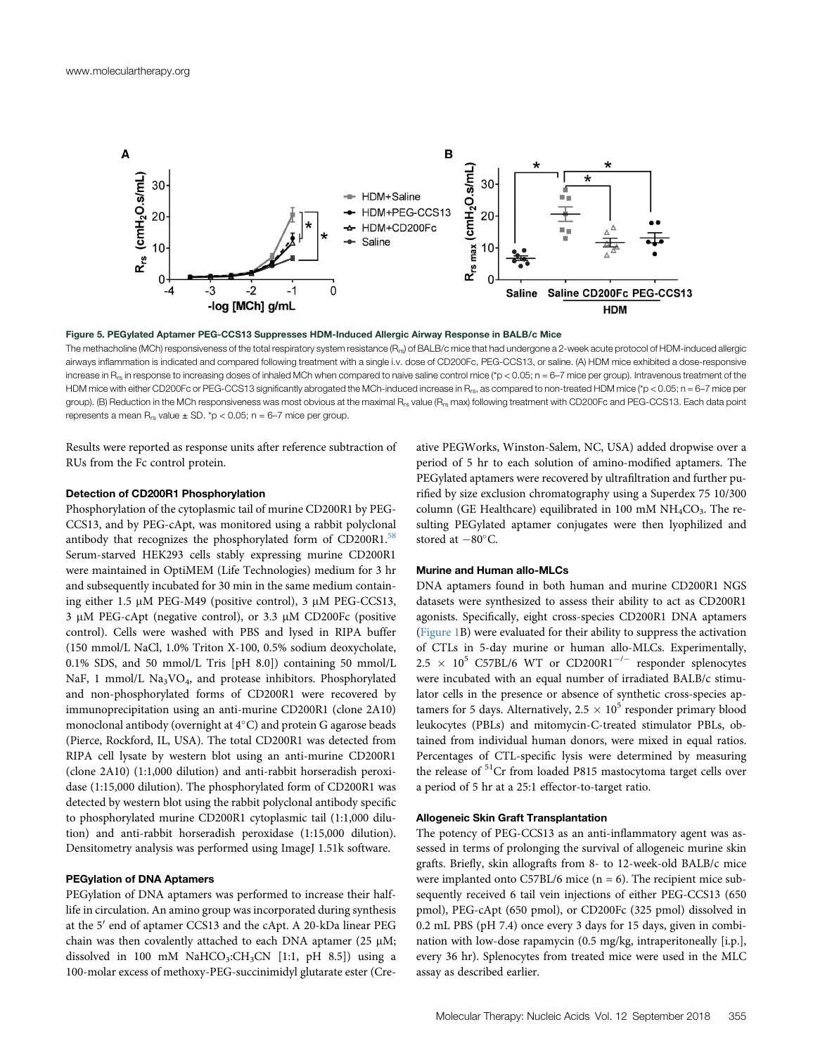Figure 5. PEGylated Aptamer PEG-CCS13 Suppresses HDM-Induced Allergic Airway Response in BALB/c Mice

The methacholine (MCh) responsiveness of the total respiratory system resistance ($R_{rs}$) of BALB/c mice that had undergone a 2-week acute protocol of HDM-induced allergic airways inflammation is indicated and compared following treatment with a single i.v. dose of CD200Fc, PEG-CCS13, or saline. (A) HDM mice exhibited a dose-responsive increase in $R_{rs}$ in response to increasing doses of inhaled MCh when compared to naive saline control mice (*$p < 0.05$; n = 6–7 mice per group). Intravenous treatment of the HDM mice with either CD200Fc or PEG-CCS13 significantly abrogated the MCh-induced increase in $R_{rs}$, as compared to non-treated HDM mice (*$p < 0.05$; n = 6–7 mice per group). (B) Reduction in the MCh responsiveness was most obvious at the maximal $R_{rs}$ value ($R_{rs}$ max) following treatment with CD200Fc and PEG-CCS13. Each data point represents a mean $R_{rs}$ value ± SD. *$p < 0.05$; n = 6–7 mice per group.

Results were reported as response units after reference subtraction of RUs from the Fc control protein.

### Detection of CD200R1 Phosphorylation

Phosphorylation of the cytoplasmic tail of murine CD200R1 by PEG-CCS13, and by PEG-cApt, was monitored using a rabbit polyclonal antibody that recognizes the phosphorylated form of CD200R1.[58] Serum-starved HEK293 cells stably expressing murine CD200R1 were maintained in OptiMEM (Life Technologies) medium for 3 hr and subsequently incubated for 30 min in the same medium containing either 1.5 μM PEG-M49 (positive control), 3 μM PEG-CCS13, 3 μM PEG-cApt (negative control), or 3.3 μM CD200Fc (positive control). Cells were washed with PBS and lysed in RIPA buffer (150 mmol/L NaCl, 1.0% Triton X-100, 0.5% sodium deoxycholate, 0.1% SDS, and 50 mmol/L Tris [pH 8.0]) containing 50 mmol/L NaF, 1 mmol/L $Na_3VO_4$, and protease inhibitors. Phosphorylated and non-phosphorylated forms of CD200R1 were recovered by immunoprecipitation using an anti-murine CD200R1 (clone 2A10) monoclonal antibody (overnight at 4°C) and protein G agarose beads (Pierce, Rockford, IL, USA). The total CD200R1 was detected from RIPA cell lysate by western blot using an anti-murine CD200R1 (clone 2A10) (1:1,000 dilution) and anti-rabbit horseradish peroxidase (1:15,000 dilution). The phosphorylated form of CD200R1 was detected by western blot using the rabbit polyclonal antibody specific to phosphorylated murine CD200R1 cytoplasmic tail (1:1,000 dilution) and anti-rabbit horseradish peroxidase (1:15,000 dilution). Densitometry analysis was performed using ImageJ 1.51k software.

### PEGylation of DNA Aptamers

PEGylation of DNA aptamers was performed to increase their half-life in circulation. An amino group was incorporated during synthesis at the 5′ end of aptamer CCS13 and the cApt. A 20-kDa linear PEG chain was then covalently attached to each DNA aptamer (25 μM; dissolved in 100 mM $NaHCO_3$:$CH_3CN$ [1:1, pH 8.5]) using a 100-molar excess of methoxy-PEG-succinimidyl glutarate ester (Creative PEGWorks, Winston-Salem, NC, USA) added dropwise over a period of 5 hr to each solution of amino-modified aptamers. The PEGylated aptamers were recovered by ultrafiltration and further purified by size exclusion chromatography using a Superdex 75 10/300 column (GE Healthcare) equilibrated in 100 mM $NH_4CO_3$. The resulting PEGylated aptamer conjugates were then lyophilized and stored at −80°C.

### Murine and Human allo-MLCs

DNA aptamers found in both human and murine CD200R1 NGS datasets were synthesized to assess their ability to act as CD200R1 agonists. Specifically, eight cross-species CD200R1 DNA aptamers (Figure 1B) were evaluated for their ability to suppress the activation of CTLs in 5-day murine or human allo-MLCs. Experimentally, $2.5 \times 10^5$ C57BL/6 WT or CD200R1$^{-/-}$ responder splenocytes were incubated with an equal number of irradiated BALB/c stimulator cells in the presence or absence of synthetic cross-species aptamers for 5 days. Alternatively, $2.5 \times 10^5$ responder primary blood leukocytes (PBLs) and mitomycin-C-treated stimulator PBLs, obtained from individual human donors, were mixed in equal ratios. Percentages of CTL-specific lysis were determined by measuring the release of $^{51}Cr$ from loaded P815 mastocytoma target cells over a period of 5 hr at a 25:1 effector-to-target ratio.

### Allogeneic Skin Graft Transplantation

The potency of PEG-CCS13 as an anti-inflammatory agent was assessed in terms of prolonging the survival of allogeneic murine skin grafts. Briefly, skin allografts from 8- to 12-week-old BALB/c mice were implanted onto C57BL/6 mice (n = 6). The recipient mice subsequently received 6 tail vein injections of either PEG-CCS13 (650 pmol), PEG-cApt (650 pmol), or CD200Fc (325 pmol) dissolved in 0.2 mL PBS (pH 7.4) once every 3 days for 15 days, given in combination with low-dose rapamycin (0.5 mg/kg, intraperitoneally [i.p.], every 36 hr). Splenocytes from treated mice were used in the MLC assay as described earlier.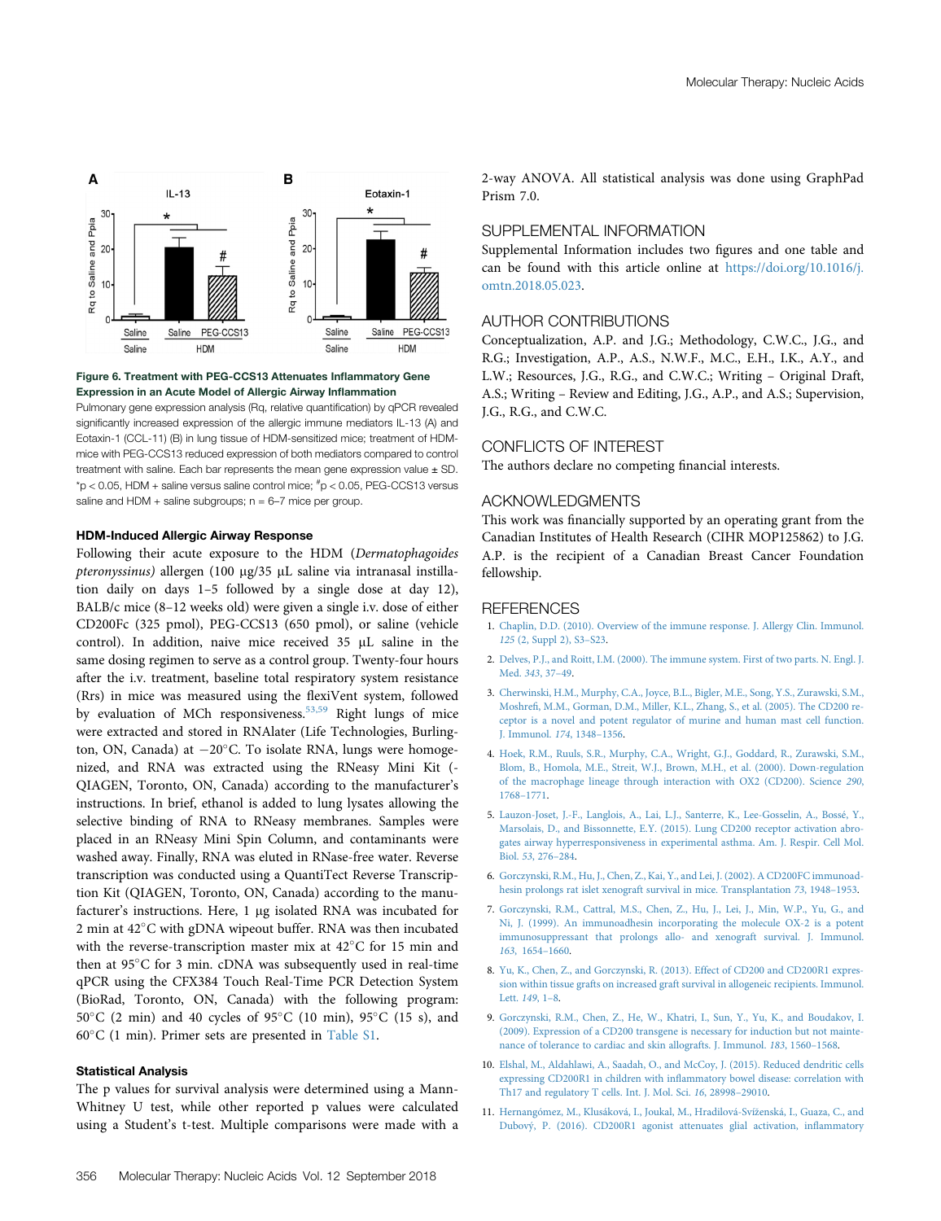Figure 6. Treatment with PEG-CCS13 Attenuates Inflammatory Gene Expression in an Acute Model of Allergic Airway Inflammation

Pulmonary gene expression analysis (Rq, relative quantification) by qPCR revealed significantly increased expression of the allergic immune mediators IL-13 (A) and Eotaxin-1 (CCL-11) (B) in lung tissue of HDM-sensitized mice; treatment of HDM-mice with PEG-CCS13 reduced expression of both mediators compared to control treatment with saline. Each bar represents the mean gene expression value ± SD. *p < 0.05, HDM + saline versus saline control mice; #p < 0.05, PEG-CCS13 versus saline and HDM + saline subgroups; n = 6–7 mice per group.

#### HDM-Induced Allergic Airway Response

Following their acute exposure to the HDM (*Dermatophagoides pteronyssinus)* allergen (100 μg/35 μL saline via intranasal instillation daily on days 1–5 followed by a single dose at day 12), BALB/c mice (8–12 weeks old) were given a single i.v. dose of either CD200Fc (325 pmol), PEG-CCS13 (650 pmol), or saline (vehicle control). In addition, naive mice received 35 μL saline in the same dosing regimen to serve as a control group. Twenty-four hours after the i.v. treatment, baseline total respiratory system resistance (Rrs) in mice was measured using the flexiVent system, followed by evaluation of MCh responsiveness.[53,59] Right lungs of mice were extracted and stored in RNAlater (Life Technologies, Burlington, ON, Canada) at −20°C. To isolate RNA, lungs were homogenized, and RNA was extracted using the RNeasy Mini Kit (QIAGEN, Toronto, ON, Canada) according to the manufacturer's instructions. In brief, ethanol is added to lung lysates allowing the selective binding of RNA to RNeasy membranes. Samples were placed in an RNeasy Mini Spin Column, and contaminants were washed away. Finally, RNA was eluted in RNase-free water. Reverse transcription was conducted using a QuantiTect Reverse Transcription Kit (QIAGEN, Toronto, ON, Canada) according to the manufacturer's instructions. Here, 1 μg isolated RNA was incubated for 2 min at 42°C with gDNA wipeout buffer. RNA was then incubated with the reverse-transcription master mix at 42°C for 15 min and then at 95°C for 3 min. cDNA was subsequently used in real-time qPCR using the CFX384 Touch Real-Time PCR Detection System (BioRad, Toronto, ON, Canada) with the following program: 50°C (2 min) and 40 cycles of 95°C (10 min), 95°C (15 s), and 60°C (1 min). Primer sets are presented in Table S1.

#### Statistical Analysis

The p values for survival analysis were determined using a Mann-Whitney U test, while other reported p values were calculated using a Student's t-test. Multiple comparisons were made with a 2-way ANOVA. All statistical analysis was done using GraphPad Prism 7.0.

## SUPPLEMENTAL INFORMATION

Supplemental Information includes two figures and one table and can be found with this article online at https://doi.org/10.1016/j.omtn.2018.05.023.

## AUTHOR CONTRIBUTIONS

Conceptualization, A.P. and J.G.; Methodology, C.W.C., J.G., and R.G.; Investigation, A.P., A.S., N.W.F., M.C., E.H., I.K., A.Y., and L.W.; Resources, J.G., R.G., and C.W.C.; Writing – Original Draft, A.S.; Writing – Review and Editing, J.G., A.P., and A.S.; Supervision, J.G., R.G., and C.W.C.

## CONFLICTS OF INTEREST

The authors declare no competing financial interests.

## ACKNOWLEDGMENTS

This work was financially supported by an operating grant from the Canadian Institutes of Health Research (CIHR MOP125862) to J.G. A.P. is the recipient of a Canadian Breast Cancer Foundation fellowship.

## REFERENCES

1. Chaplin, D.D. (2010). Overview of the immune response. J. Allergy Clin. Immunol. *125* (2, Suppl 2), S3–S23.
2. Delves, P.J., and Roitt, I.M. (2000). The immune system. First of two parts. N. Engl. J. Med. *343*, 37–49.
3. Cherwinski, H.M., Murphy, C.A., Joyce, B.L., Bigler, M.E., Song, Y.S., Zurawski, S.M., Moshrefi, M.M., Gorman, D.M., Miller, K.L., Zhang, S., et al. (2005). The CD200 receptor is a novel and potent regulator of murine and human mast cell function. J. Immunol. *174*, 1348–1356.
4. Hoek, R.M., Ruuls, S.R., Murphy, C.A., Wright, G.J., Goddard, R., Zurawski, S.M., Blom, B., Homola, M.E., Streit, W.J., Brown, M.H., et al. (2000). Down-regulation of the macrophage lineage through interaction with OX2 (CD200). Science *290*, 1768–1771.
5. Lauzon-Joset, J.-F., Langlois, A., Lai, L.J., Santerre, K., Lee-Gosselin, A., Bossé, Y., Marsolais, D., and Bissonnette, E.Y. (2015). Lung CD200 receptor activation abrogates airway hyperresponsiveness in experimental asthma. Am. J. Respir. Cell Mol. Biol. *53*, 276–284.
6. Gorczynski, R.M., Hu, J., Chen, Z., Kai, Y., and Lei, J. (2002). A CD200FC immunoadhesin prolongs rat islet xenograft survival in mice. Transplantation *73*, 1948–1953.
7. Gorczynski, R.M., Cattral, M.S., Chen, Z., Hu, J., Lei, J., Min, W.P., Yu, G., and Ni, J. (1999). An immunoadhesin incorporating the molecule OX-2 is a potent immunosuppressant that prolongs allo- and xenograft survival. J. Immunol. *163*, 1654–1660.
8. Yu, K., Chen, Z., and Gorczynski, R. (2013). Effect of CD200 and CD200R1 expression within tissue grafts on increased graft survival in allogeneic recipients. Immunol. Lett. *149*, 1–8.
9. Gorczynski, R.M., Chen, Z., He, W., Khatri, I., Sun, Y., Yu, K., and Boudakov, I. (2009). Expression of a CD200 transgene is necessary for induction but not maintenance of tolerance to cardiac and skin allografts. J. Immunol. *183*, 1560–1568.
10. Elshal, M., Aldahlawi, A., Saadah, O., and McCoy, J. (2015). Reduced dendritic cells expressing CD200R1 in children with inflammatory bowel disease: correlation with Th17 and regulatory T cells. Int. J. Mol. Sci. *16*, 28998–29010.
11. Hernangómez, M., Klusáková, I., Joukal, M., Hradilová-Svíženská, I., Guaza, C., and Dubový, P. (2016). CD200R1 agonist attenuates glial activation, inflammatory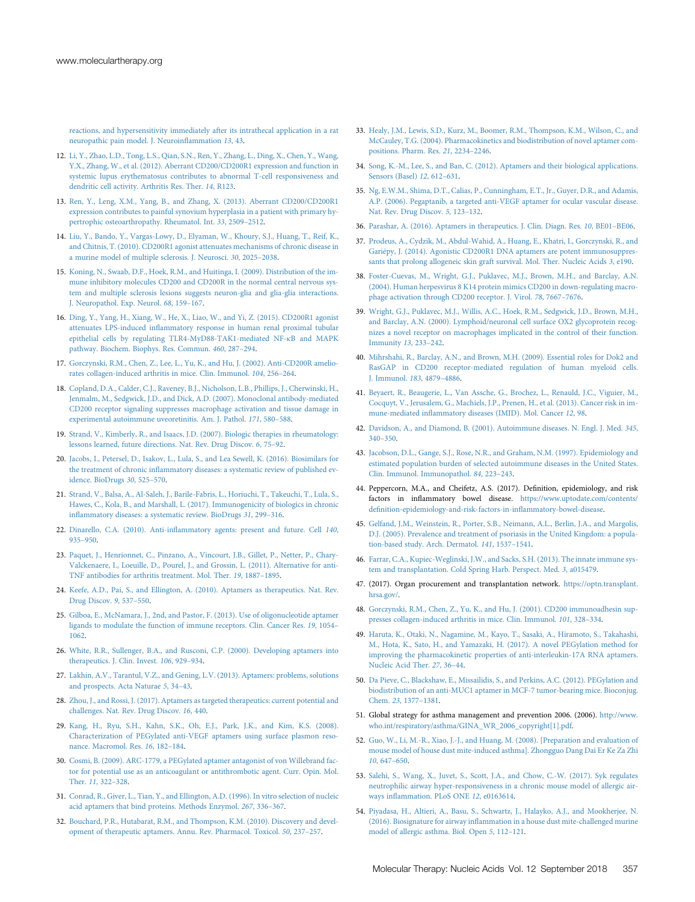reactions, and hypersensitivity immediately after its intrathecal application in a rat neuropathic pain model. J. Neuroinflammation *13*, 43.

12. Li, Y., Zhao, L.D., Tong, L.S., Qian, S.N., Ren, Y., Zhang, L., Ding, X., Chen, Y., Wang, Y.X., Zhang, W., et al. (2012). Aberrant CD200/CD200R1 expression and function in systemic lupus erythematosus contributes to abnormal T-cell responsiveness and dendritic cell activity. Arthritis Res. Ther. *14*, R123.
13. Ren, Y., Leng, X.M., Yang, B., and Zhang, X. (2013). Aberrant CD200/CD200R1 expression contributes to painful synovium hyperplasia in a patient with primary hypertrophic osteoarthropathy. Rheumatol. Int. *33*, 2509–2512.
14. Liu, Y., Bando, Y., Vargas-Lowy, D., Elyaman, W., Khoury, S.J., Huang, T., Reif, K., and Chitnis, T. (2010). CD200R1 agonist attenuates mechanisms of chronic disease in a murine model of multiple sclerosis. J. Neurosci. *30*, 2025–2038.
15. Koning, N., Swaab, D.F., Hoek, R.M., and Huitinga, I. (2009). Distribution of the immune inhibitory molecules CD200 and CD200R in the normal central nervous system and multiple sclerosis lesions suggests neuron-glia and glia-glia interactions. J. Neuropathol. Exp. Neurol. *68*, 159–167.
16. Ding, Y., Yang, H., Xiang, W., He, X., Liao, W., and Yi, Z. (2015). CD200R1 agonist attenuates LPS-induced inflammatory response in human renal proximal tubular epithelial cells by regulating TLR4-MyD88-TAK1-mediated NF-κB and MAPK pathway. Biochem. Biophys. Res. Commun. *460*, 287–294.
17. Gorczynski, R.M., Chen, Z., Lee, L., Yu, K., and Hu, J. (2002). Anti-CD200R ameliorates collagen-induced arthritis in mice. Clin. Immunol. *104*, 256–264.
18. Copland, D.A., Calder, C.J., Raveney, B.J., Nicholson, L.B., Phillips, J., Cherwinski, H., Jenmalm, M., Sedgwick, J.D., and Dick, A.D. (2007). Monoclonal antibody-mediated CD200 receptor signaling suppresses macrophage activation and tissue damage in experimental autoimmune uveoretinitis. Am. J. Pathol. *171*, 580–588.
19. Strand, V., Kimberly, R., and Isaacs, J.D. (2007). Biologic therapies in rheumatology: lessons learned, future directions. Nat. Rev. Drug Discov. *6*, 75–92.
20. Jacobs, I., Petersel, D., Isakov, L., Lula, S., and Lea Sewell, K. (2016). Biosimilars for the treatment of chronic inflammatory diseases: a systematic review of published evidence. BioDrugs *30*, 525–570.
21. Strand, V., Balsa, A., Al-Saleh, J., Barile-Fabris, L., Horiuchi, T., Takeuchi, T., Lula, S., Hawes, C., Kola, B., and Marshall, L. (2017). Immunogenicity of biologics in chronic inflammatory diseases: a systematic review. BioDrugs *31*, 299–316.
22. Dinarello, C.A. (2010). Anti-inflammatory agents: present and future. Cell *140*, 935–950.
23. Paquet, J., Henrionnet, C., Pinzano, A., Vincourt, J.B., Gillet, P., Netter, P., Chary-Valckenaere, I., Loeuille, D., Pourel, J., and Grossin, L. (2011). Alternative for anti-TNF antibodies for arthritis treatment. Mol. Ther. *19*, 1887–1895.
24. Keefe, A.D., Pai, S., and Ellington, A. (2010). Aptamers as therapeutics. Nat. Rev. Drug Discov. *9*, 537–550.
25. Gilboa, E., McNamara, J., 2nd, and Pastor, F. (2013). Use of oligonucleotide aptamer ligands to modulate the function of immune receptors. Clin. Cancer Res. *19*, 1054–1062.
26. White, R.R., Sullenger, B.A., and Rusconi, C.P. (2000). Developing aptamers into therapeutics. J. Clin. Invest. *106*, 929–934.
27. Lakhin, A.V., Tarantul, V.Z., and Gening, L.V. (2013). Aptamers: problems, solutions and prospects. Acta Naturae *5*, 34–43.
28. Zhou, J., and Rossi, J. (2017). Aptamers as targeted therapeutics: current potential and challenges. Nat. Rev. Drug Discov. *16*, 440.
29. Kang, H., Ryu, S.H., Kahn, S.K., Oh, E.J., Park, J.K., and Kim, K.S. (2008). Characterization of PEGylated anti-VEGF aptamers using surface plasmon resonance. Macromol. Res. *16*, 182–184.
30. Cosmi, B. (2009). ARC-1779, a PEGylated aptamer antagonist of von Willebrand factor for potential use as an anticoagulant or antithrombotic agent. Curr. Opin. Mol. Ther. *11*, 322–328.
31. Conrad, R., Giver, L., Tian, Y., and Ellington, A.D. (1996). In vitro selection of nucleic acid aptamers that bind proteins. Methods Enzymol. *267*, 336–367.
32. Bouchard, P.R., Hutabarat, R.M., and Thompson, K.M. (2010). Discovery and development of therapeutic aptamers. Annu. Rev. Pharmacol. Toxicol. *50*, 237–257.
33. Healy, J.M., Lewis, S.D., Kurz, M., Boomer, R.M., Thompson, K.M., Wilson, C., and McCauley, T.G. (2004). Pharmacokinetics and biodistribution of novel aptamer compositions. Pharm. Res. *21*, 2234–2246.
34. Song, K.-M., Lee, S., and Ban, C. (2012). Aptamers and their biological applications. Sensors (Basel) *12*, 612–631.
35. Ng, E.W.M., Shima, D.T., Calias, P., Cunningham, E.T., Jr., Guyer, D.R., and Adamis, A.P. (2006). Pegaptanib, a targeted anti-VEGF aptamer for ocular vascular disease. Nat. Rev. Drug Discov. *5*, 123–132.
36. Parashar, A. (2016). Aptamers in therapeutics. J. Clin. Diagn. Res. *10*, BE01–BE06.
37. Prodeus, A., Cydzik, M., Abdul-Wahid, A., Huang, E., Khatri, I., Gorczynski, R., and Gariépy, J. (2014). Agonistic CD200R1 DNA aptamers are potent immunosuppressants that prolong allogeneic skin graft survival. Mol. Ther. Nucleic Acids *3*, e190.
38. Foster-Cuevas, M., Wright, G.J., Puklavec, M.J., Brown, M.H., and Barclay, A.N. (2004). Human herpesvirus 8 K14 protein mimics CD200 in down-regulating macrophage activation through CD200 receptor. J. Virol. *78*, 7667–7676.
39. Wright, G.J., Puklavec, M.J., Willis, A.C., Hoek, R.M., Sedgwick, J.D., Brown, M.H., and Barclay, A.N. (2000). Lymphoid/neuronal cell surface OX2 glycoprotein recognizes a novel receptor on macrophages implicated in the control of their function. Immunity *13*, 233–242.
40. Mihrshahi, R., Barclay, A.N., and Brown, M.H. (2009). Essential roles for Dok2 and RasGAP in CD200 receptor-mediated regulation of human myeloid cells. J. Immunol. *183*, 4879–4886.
41. Beyaert, R., Beaugerie, L., Van Assche, G., Brochez, L., Renauld, J.C., Viguier, M., Cocquyt, V., Jerusalem, G., Machiels, J.P., Prenen, H., et al. (2013). Cancer risk in immune-mediated inflammatory diseases (IMID). Mol. Cancer *12*, 98.
42. Davidson, A., and Diamond, B. (2001). Autoimmune diseases. N. Engl. J. Med. *345*, 340–350.
43. Jacobson, D.L., Gange, S.J., Rose, N.R., and Graham, N.M. (1997). Epidemiology and estimated population burden of selected autoimmune diseases in the United States. Clin. Immunol. Immunopathol. *84*, 223–243.
44. Peppercorn, M.A., and Cheifetz, A.S. (2017). Definition, epidemiology, and risk factors in inflammatory bowel disease. https://www.uptodate.com/contents/definition-epidemiology-and-risk-factors-in-inflammatory-bowel-disease.
45. Gelfand, J.M., Weinstein, R., Porter, S.B., Neimann, A.L., Berlin, J.A., and Margolis, D.J. (2005). Prevalence and treatment of psoriasis in the United Kingdom: a population-based study. Arch. Dermatol. *141*, 1537–1541.
46. Farrar, C.A., Kupiec-Weglinski, J.W., and Sacks, S.H. (2013). The innate immune system and transplantation. Cold Spring Harb. Perspect. Med. *3*, a015479.
47. (2017). Organ procurement and transplantation network. https://optn.transplant.hrsa.gov/.
48. Gorczynski, R.M., Chen, Z., Yu, K., and Hu, J. (2001). CD200 immunoadhesin suppresses collagen-induced arthritis in mice. Clin. Immunol. *101*, 328–334.
49. Haruta, K., Otaki, N., Nagamine, M., Kayo, T., Sasaki, A., Hiramoto, S., Takahashi, M., Hota, K., Sato, H., and Yamazaki, H. (2017). A novel PEGylation method for improving the pharmacokinetic properties of anti-interleukin-17A RNA aptamers. Nucleic Acid Ther. *27*, 36–44.
50. Da Pieve, C., Blackshaw, E., Missailidis, S., and Perkins, A.C. (2012). PEGylation and biodistribution of an anti-MUC1 aptamer in MCF-7 tumor-bearing mice. Bioconjug. Chem. *23*, 1377–1381.
51. Global strategy for asthma management and prevention 2006. (2006). http://www.who.int/respiratory/asthma/GINA_WR_2006_copyright[1].pdf.
52. Guo, W., Li, M.-R., Xiao, J.-J., and Huang, M. (2008). [Preparation and evaluation of mouse model of house dust mite-induced asthma]. Zhongguo Dang Dai Er Ke Za Zhi *10*, 647–650.
53. Salehi, S., Wang, X., Juvet, S., Scott, J.A., and Chow, C.-W. (2017). Syk regulates neutrophilic airway hyper-responsiveness in a chronic mouse model of allergic airways inflammation. PLoS ONE *12*, e0163614.
54. Piyadasa, H., Altieri, A., Basu, S., Schwartz, J., Halayko, A.J., and Mookherjee, N. (2016). Biosignature for airway inflammation in a house dust mite-challenged murine model of allergic asthma. Biol. Open *5*, 112–121.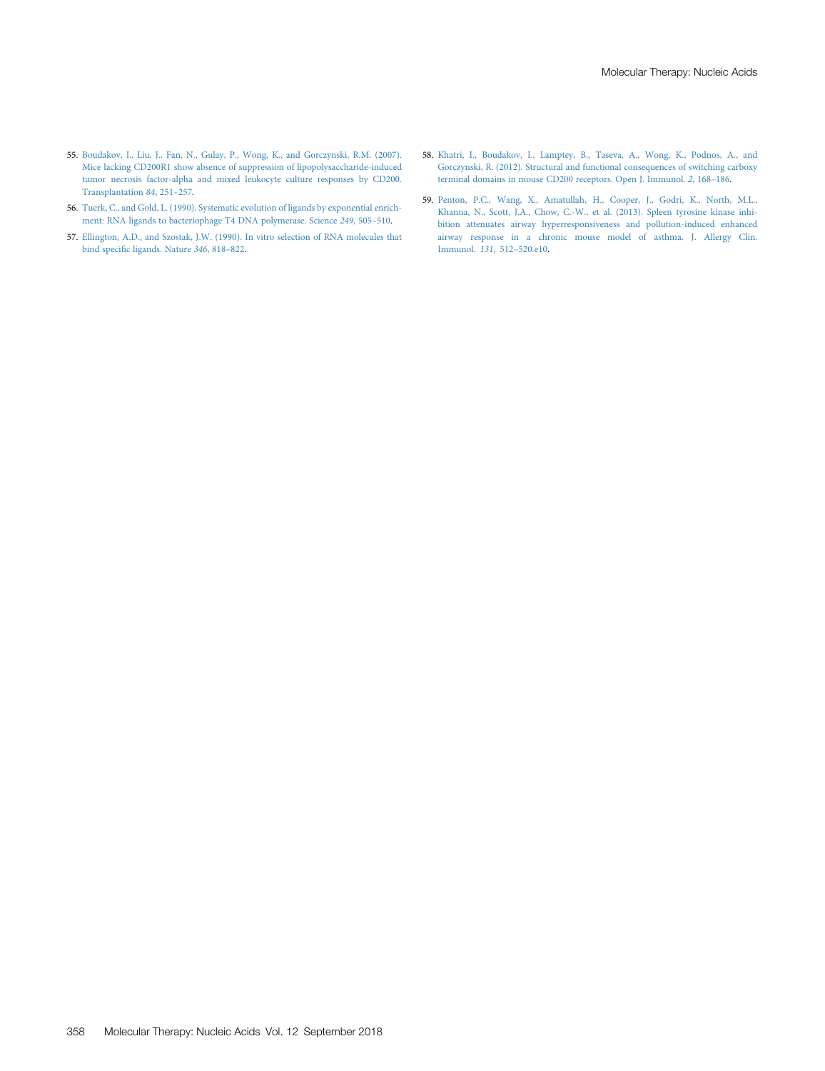55. Boudakov, I., Liu, J., Fan, N., Gulay, P., Wong, K., and Gorczynski, R.M. (2007). Mice lacking CD200R1 show absence of suppression of lipopolysaccharide-induced tumor necrosis factor-alpha and mixed leukocyte culture responses by CD200. Transplantation *84*, 251–257.

56. Tuerk, C., and Gold, L. (1990). Systematic evolution of ligands by exponential enrichment: RNA ligands to bacteriophage T4 DNA polymerase. Science *249*, 505–510.

57. Ellington, A.D., and Szostak, J.W. (1990). In vitro selection of RNA molecules that bind specific ligands. Nature *346*, 818–822.

58. Khatri, I., Boudakov, I., Lamptey, B., Taseva, A., Wong, K., Podnos, A., and Gorczynski, R. (2012). Structural and functional consequences of switching carboxy terminal domains in mouse CD200 receptors. Open J. Immunol. *2*, 168–186.

59. Penton, P.C., Wang, X., Amatullah, H., Cooper, J., Godri, K., North, M.L., Khanna, N., Scott, J.A., Chow, C.-W., et al. (2013). Spleen tyrosine kinase inhibition attenuates airway hyperresponsiveness and pollution-induced enhanced airway response in a chronic mouse model of asthma. J. Allergy Clin. Immunol. *131*, 512–520.e10.